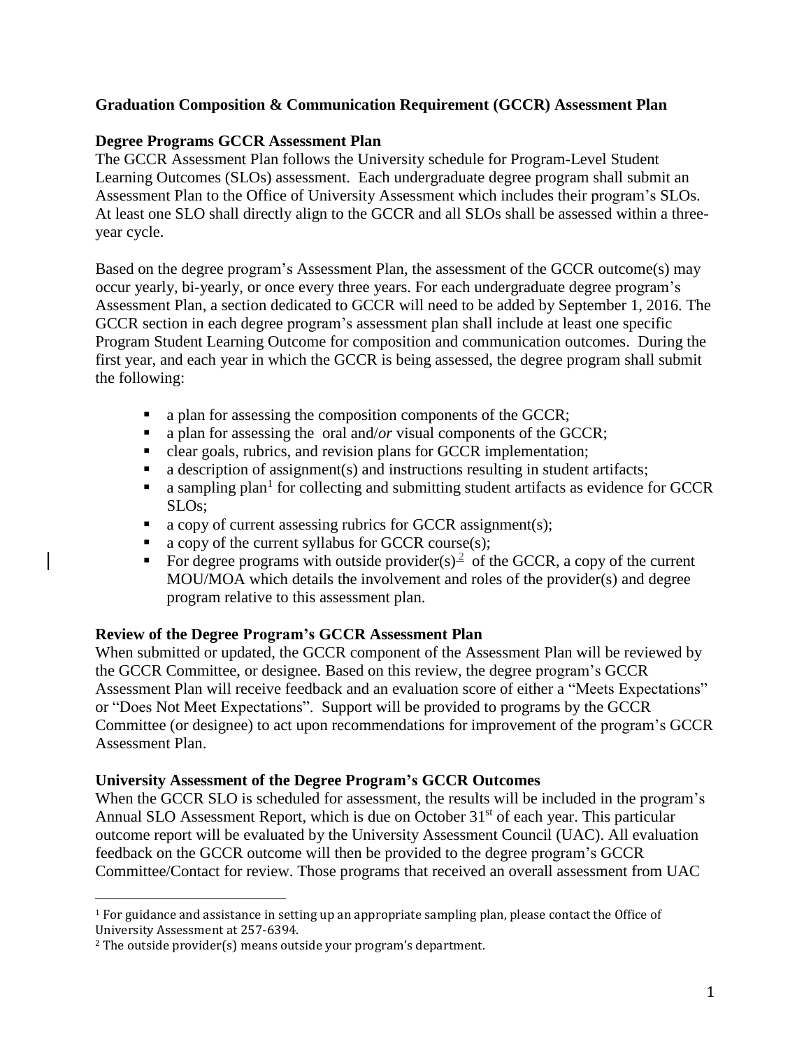**Graduation Composition & Communication Requirement (GCCR) Assessment Plan**

**Degree Programs GCCR Assessment Plan**

The GCCR Assessment Plan follows the University schedule for Program-Level Student Learning Outcomes (SLOs) assessment. Each undergraduate degree program shall submit an Assessment Plan to the Office of University Assessment which includes their program's SLOs. At least one SLO shall directly align to the GCCR and all SLOs shall be assessed within a three-year cycle.

Based on the degree program's Assessment Plan, the assessment of the GCCR outcome(s) may occur yearly, bi-yearly, or once every three years. For each undergraduate degree program's Assessment Plan, a section dedicated to GCCR will need to be added by September 1, 2016. The GCCR section in each degree program's assessment plan shall include at least one specific Program Student Learning Outcome for composition and communication outcomes. During the first year, and each year in which the GCCR is being assessed, the degree program shall submit the following:

- a plan for assessing the composition components of the GCCR;
- a plan for assessing the oral and/*or* visual components of the GCCR;
- clear goals, rubrics, and revision plans for GCCR implementation;
- a description of assignment(s) and instructions resulting in student artifacts;
- a sampling plan[1] for collecting and submitting student artifacts as evidence for GCCR SLOs;
- a copy of current assessing rubrics for GCCR assignment(s);
- a copy of the current syllabus for GCCR course(s);
- For degree programs with outside provider(s)[2] of the GCCR, a copy of the current MOU/MOA which details the involvement and roles of the provider(s) and degree program relative to this assessment plan.

**Review of the Degree Program's GCCR Assessment Plan**

When submitted or updated, the GCCR component of the Assessment Plan will be reviewed by the GCCR Committee, or designee. Based on this review, the degree program's GCCR Assessment Plan will receive feedback and an evaluation score of either a "Meets Expectations" or "Does Not Meet Expectations". Support will be provided to programs by the GCCR Committee (or designee) to act upon recommendations for improvement of the program's GCCR Assessment Plan.

**University Assessment of the Degree Program's GCCR Outcomes**

When the GCCR SLO is scheduled for assessment, the results will be included in the program's Annual SLO Assessment Report, which is due on October 31st of each year. This particular outcome report will be evaluated by the University Assessment Council (UAC). All evaluation feedback on the GCCR outcome will then be provided to the degree program's GCCR Committee/Contact for review. Those programs that received an overall assessment from UAC

---

[1] For guidance and assistance in setting up an appropriate sampling plan, please contact the Office of University Assessment at 257-6394.

[2] The outside provider(s) means outside your program's department.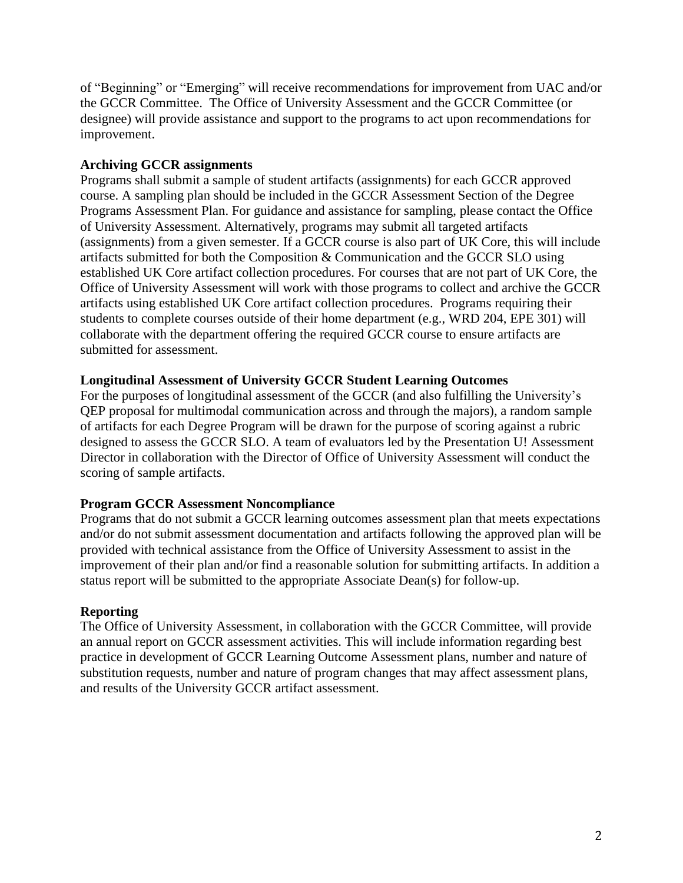of “Beginning” or “Emerging” will receive recommendations for improvement from UAC and/or the GCCR Committee. The Office of University Assessment and the GCCR Committee (or designee) will provide assistance and support to the programs to act upon recommendations for improvement.

**Archiving GCCR assignments**

Programs shall submit a sample of student artifacts (assignments) for each GCCR approved course. A sampling plan should be included in the GCCR Assessment Section of the Degree Programs Assessment Plan. For guidance and assistance for sampling, please contact the Office of University Assessment. Alternatively, programs may submit all targeted artifacts (assignments) from a given semester. If a GCCR course is also part of UK Core, this will include artifacts submitted for both the Composition & Communication and the GCCR SLO using established UK Core artifact collection procedures. For courses that are not part of UK Core, the Office of University Assessment will work with those programs to collect and archive the GCCR artifacts using established UK Core artifact collection procedures. Programs requiring their students to complete courses outside of their home department (e.g., WRD 204, EPE 301) will collaborate with the department offering the required GCCR course to ensure artifacts are submitted for assessment.

**Longitudinal Assessment of University GCCR Student Learning Outcomes**

For the purposes of longitudinal assessment of the GCCR (and also fulfilling the University’s QEP proposal for multimodal communication across and through the majors), a random sample of artifacts for each Degree Program will be drawn for the purpose of scoring against a rubric designed to assess the GCCR SLO. A team of evaluators led by the Presentation U! Assessment Director in collaboration with the Director of Office of University Assessment will conduct the scoring of sample artifacts.

**Program GCCR Assessment Noncompliance**

Programs that do not submit a GCCR learning outcomes assessment plan that meets expectations and/or do not submit assessment documentation and artifacts following the approved plan will be provided with technical assistance from the Office of University Assessment to assist in the improvement of their plan and/or find a reasonable solution for submitting artifacts. In addition a status report will be submitted to the appropriate Associate Dean(s) for follow-up.

**Reporting**

The Office of University Assessment, in collaboration with the GCCR Committee, will provide an annual report on GCCR assessment activities. This will include information regarding best practice in development of GCCR Learning Outcome Assessment plans, number and nature of substitution requests, number and nature of program changes that may affect assessment plans, and results of the University GCCR artifact assessment.